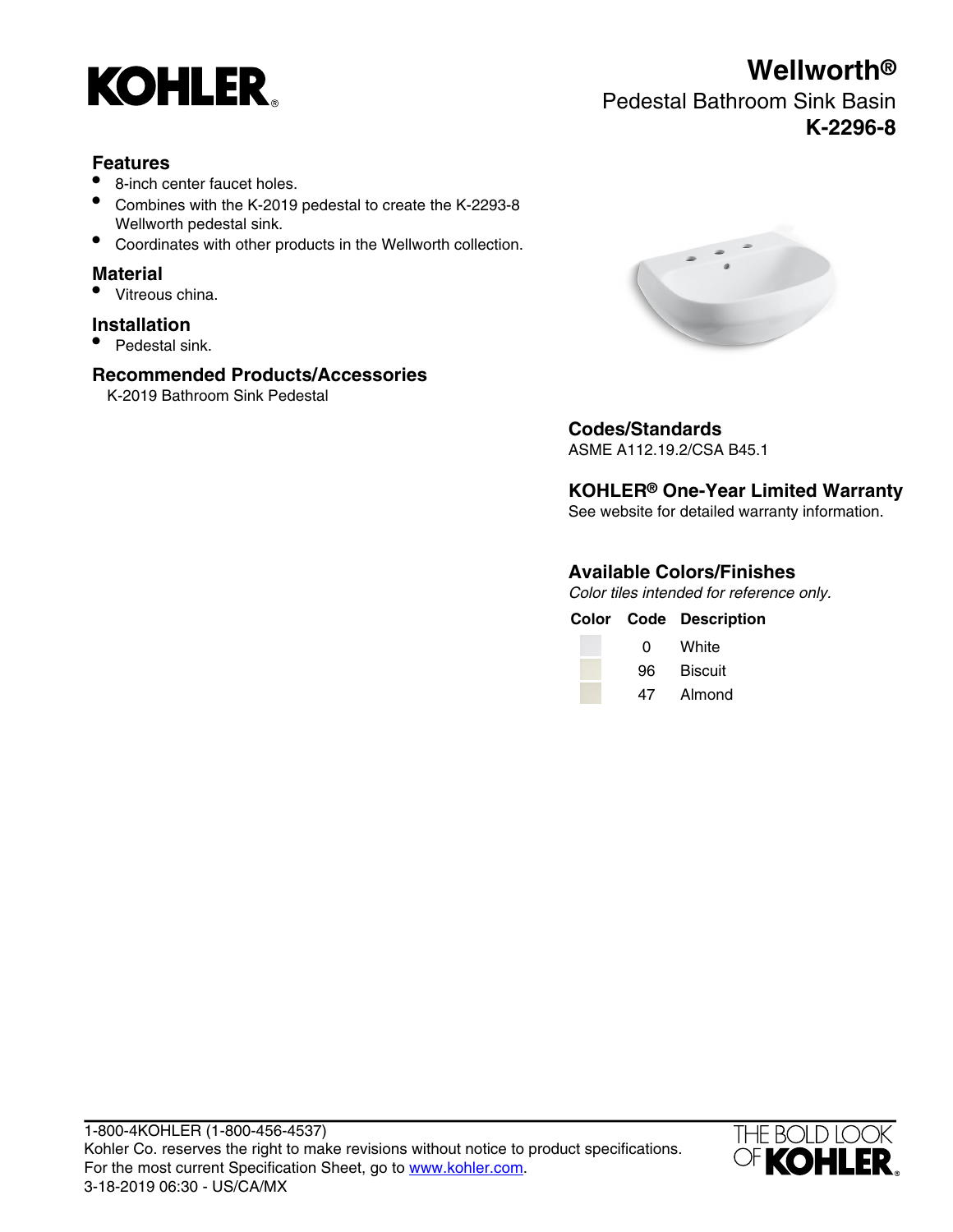# Wellworth®

Pedestal Bathroom Sink Basin

**K-2296-8**

## Features

- 8-inch center faucet holes.
- Combines with the K-2019 pedestal to create the K-2293-8 Wellworth pedestal sink.
- Coordinates with other products in the Wellworth collection.

## Material

- Vitreous china.

## Installation

- Pedestal sink.

## Recommended Products/Accessories

K-2019 Bathroom Sink Pedestal

## Codes/Standards

ASME A112.19.2/CSA B45.1

## KOHLER® One-Year Limited Warranty

See website for detailed warranty information.

## Available Colors/Finishes

*Color tiles intended for reference only.*

| Color | Code | Description |
|---|---|---|
| | 0 | White |
| | 96 | Biscuit |
| | 47 | Almond |

1-800-4KOHLER (1-800-456-4537)
Kohler Co. reserves the right to make revisions without notice to product specifications.
For the most current Specification Sheet, go to www.kohler.com.
3-18-2019 06:30 - US/CA/MX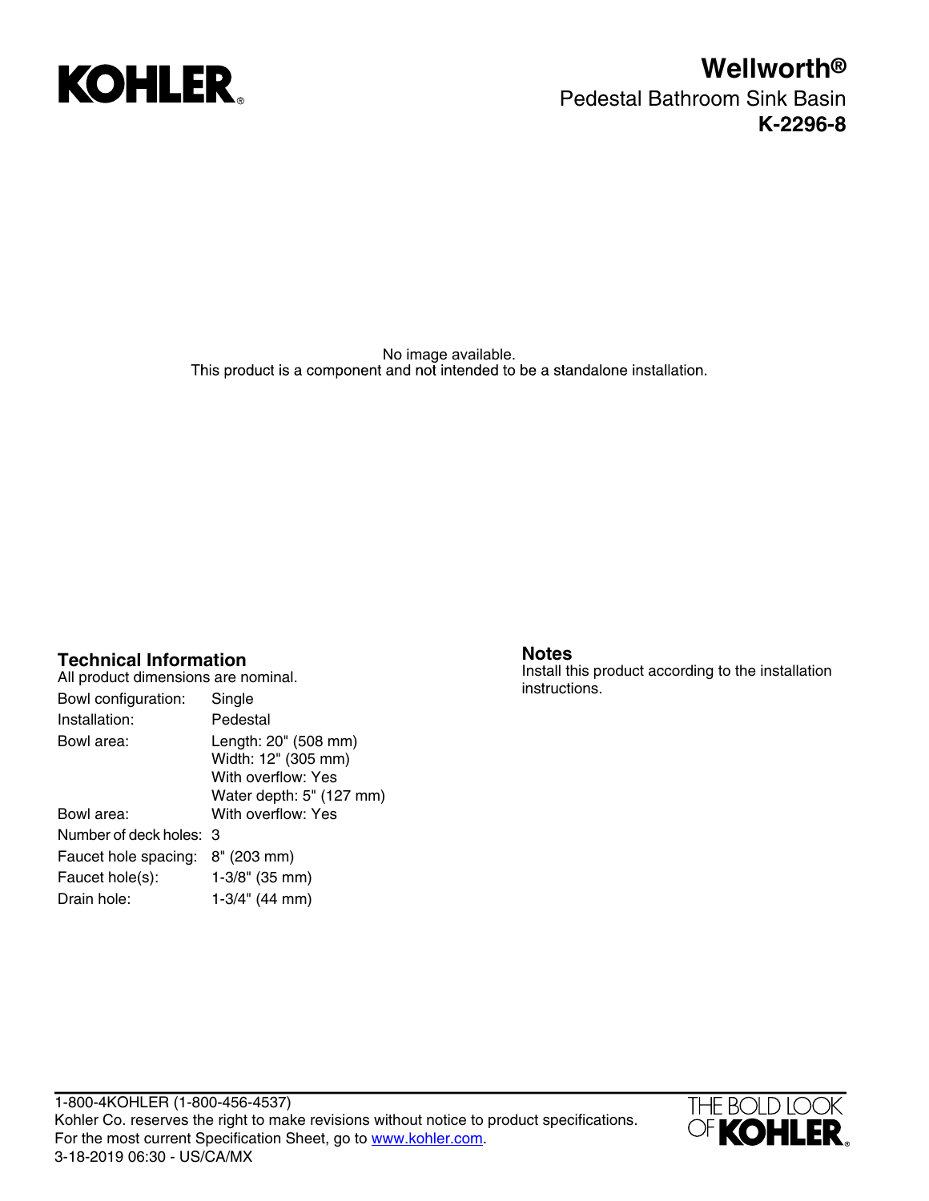# Wellworth®

## Pedestal Bathroom Sink Basin

**K-2296-8**

No image available.
This product is a component and not intended to be a standalone installation.

## Technical Information

All product dimensions are nominal.

| | |
|---|---|
| Bowl configuration: | Single |
| Installation: | Pedestal |
| Bowl area: | Length: 20" (508 mm)<br>Width: 12" (305 mm)<br>With overflow: Yes<br>Water depth: 5" (127 mm) |
| Bowl area: | With overflow: Yes |
| Number of deck holes: | 3 |
| Faucet hole spacing: | 8" (203 mm) |
| Faucet hole(s): | 1-3/8" (35 mm) |
| Drain hole: | 1-3/4" (44 mm) |

## Notes

Install this product according to the installation instructions.

1-800-4KOHLER (1-800-456-4537)
Kohler Co. reserves the right to make revisions without notice to product specifications.
For the most current Specification Sheet, go to www.kohler.com.
3-18-2019 06:30 - US/CA/MX

THE BOLD LOOK OF KOHLER.